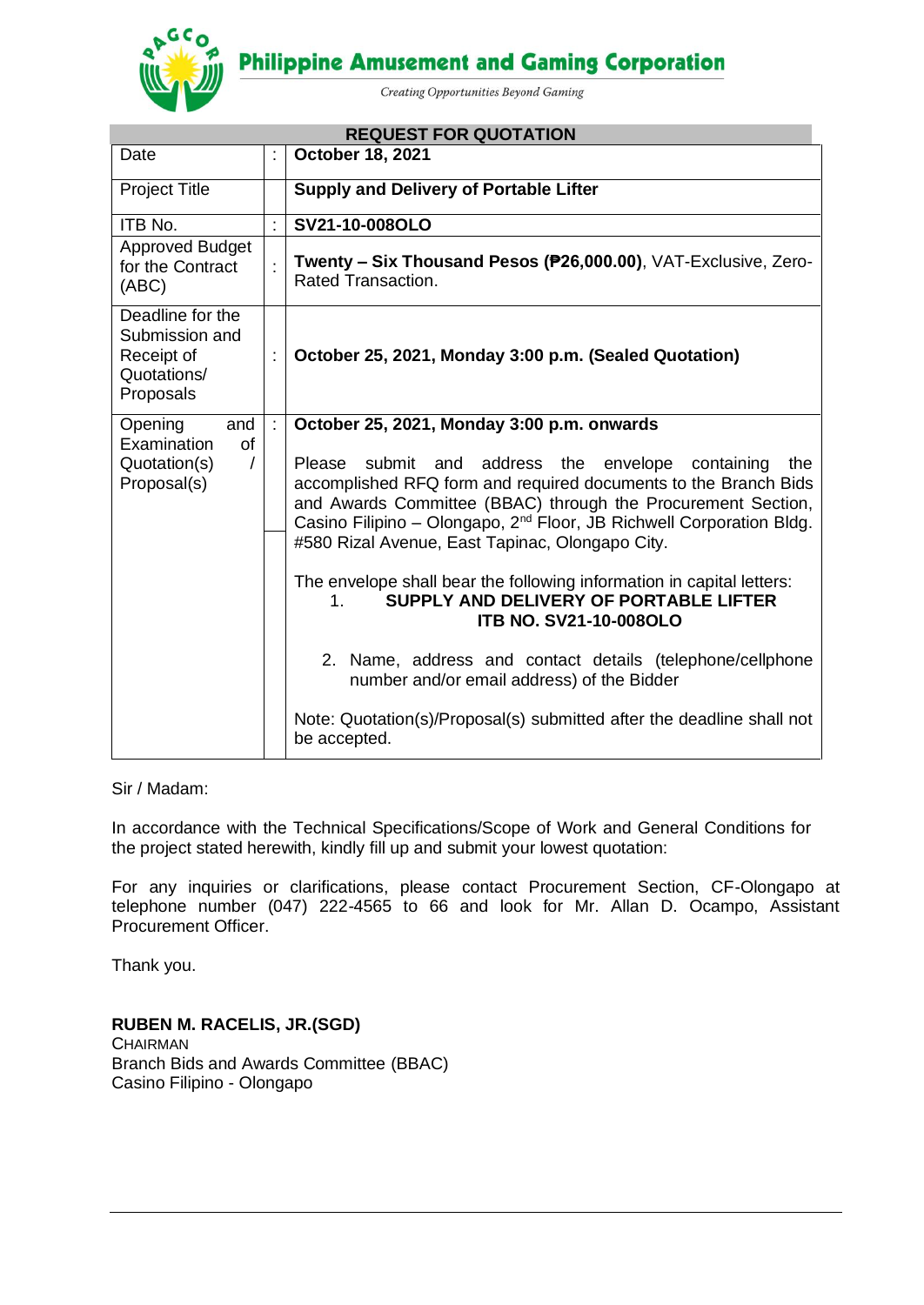# Philippine Amusement and Gaming Corporation

*Creating Opportunities Beyond Gaming*

## REQUEST FOR QUOTATION

| | | |
|---|---|---|
| Date | : | **October 18, 2021** |
| Project Title | | **Supply and Delivery of Portable Lifter** |
| ITB No. | : | **SV21-10-008OLO** |
| Approved Budget for the Contract (ABC) | : | **Twenty – Six Thousand Pesos (₱26,000.00)**, VAT-Exclusive, Zero-Rated Transaction. |
| Deadline for the Submission and Receipt of Quotations/ Proposals | : | **October 25, 2021, Monday 3:00 p.m. (Sealed Quotation)** |
| Opening and Examination of Quotation(s) / Proposal(s) | : | **October 25, 2021, Monday 3:00 p.m. onwards**<br><br>Please submit and address the envelope containing the accomplished RFQ form and required documents to the Branch Bids and Awards Committee (BBAC) through the Procurement Section, Casino Filipino – Olongapo, 2nd Floor, JB Richwell Corporation Bldg. #580 Rizal Avenue, East Tapinac, Olongapo City.<br><br>The envelope shall bear the following information in capital letters:<br>1. **SUPPLY AND DELIVERY OF PORTABLE LIFTER ITB NO. SV21-10-008OLO**<br>2. Name, address and contact details (telephone/cellphone number and/or email address) of the Bidder<br><br>Note: Quotation(s)/Proposal(s) submitted after the deadline shall not be accepted. |

Sir / Madam:

In accordance with the Technical Specifications/Scope of Work and General Conditions for the project stated herewith, kindly fill up and submit your lowest quotation:

For any inquiries or clarifications, please contact Procurement Section, CF-Olongapo at telephone number (047) 222-4565 to 66 and look for Mr. Allan D. Ocampo, Assistant Procurement Officer.

Thank you.

**RUBEN M. RACELIS, JR.(SGD)**
CHAIRMAN
Branch Bids and Awards Committee (BBAC)
Casino Filipino - Olongapo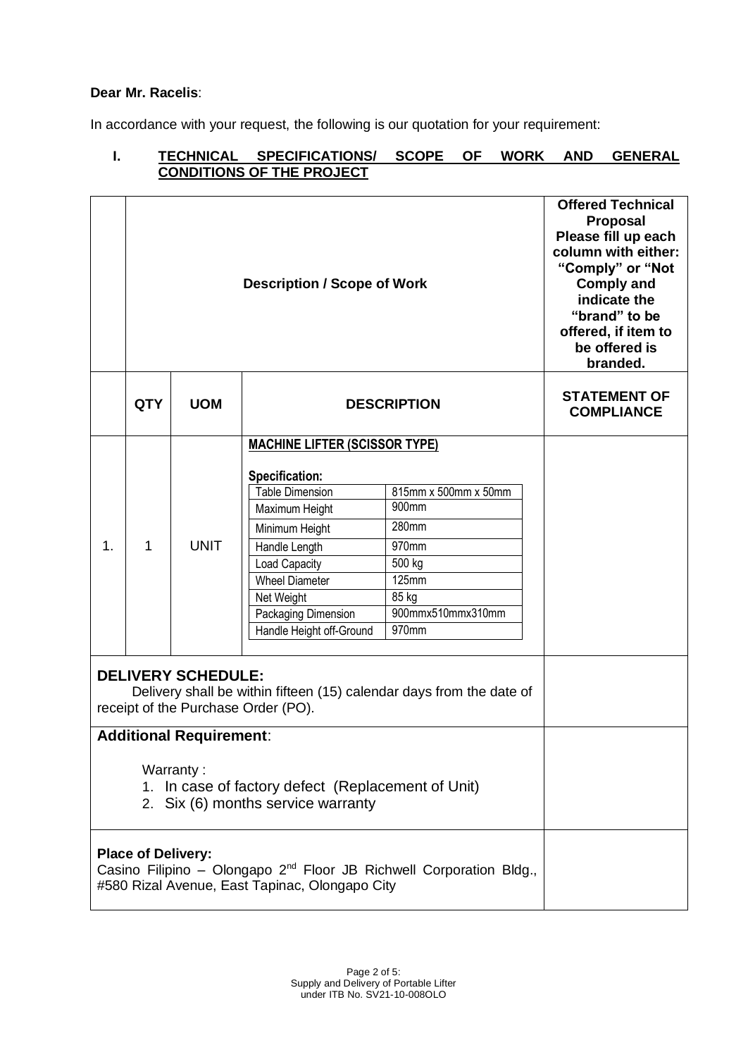**Dear Mr. Racelis**:

In accordance with your request, the following is our quotation for your requirement:

## I. TECHNICAL SPECIFICATIONS/ SCOPE OF WORK AND GENERAL CONDITIONS OF THE PROJECT

| | Description / Scope of Work | | | Offered Technical Proposal Please fill up each column with either: "Comply" or "Not Comply and indicate the "brand" to be offered, if item to be offered is branded. |
|---|---|---|---|---|
| | **QTY** | **UOM** | **DESCRIPTION** | **STATEMENT OF COMPLIANCE** |
| 1. | 1 | UNIT | **MACHINE LIFTER (SCISSOR TYPE)**<br><br>**Specification:**<br>Table Dimension: 815mm x 500mm x 50mm<br>Maximum Height: 900mm<br>Minimum Height: 280mm<br>Handle Length: 970mm<br>Load Capacity: 500 kg<br>Wheel Diameter: 125mm<br>Net Weight: 85 kg<br>Packaging Dimension: 900mmx510mmx310mm<br>Handle Height off-Ground: 970mm | |
| **DELIVERY SCHEDULE:**<br>Delivery shall be within fifteen (15) calendar days from the date of receipt of the Purchase Order (PO). | | | | |
| **Additional Requirement**:<br><br>Warranty :<br>1. In case of factory defect (Replacement of Unit)<br>2. Six (6) months service warranty | | | | |
| **Place of Delivery:**<br>Casino Filipino – Olongapo 2nd Floor JB Richwell Corporation Bldg., #580 Rizal Avenue, East Tapinac, Olongapo City | | | | |

Supply and Delivery of Portable Lifter under ITB No. SV21-10-008OLO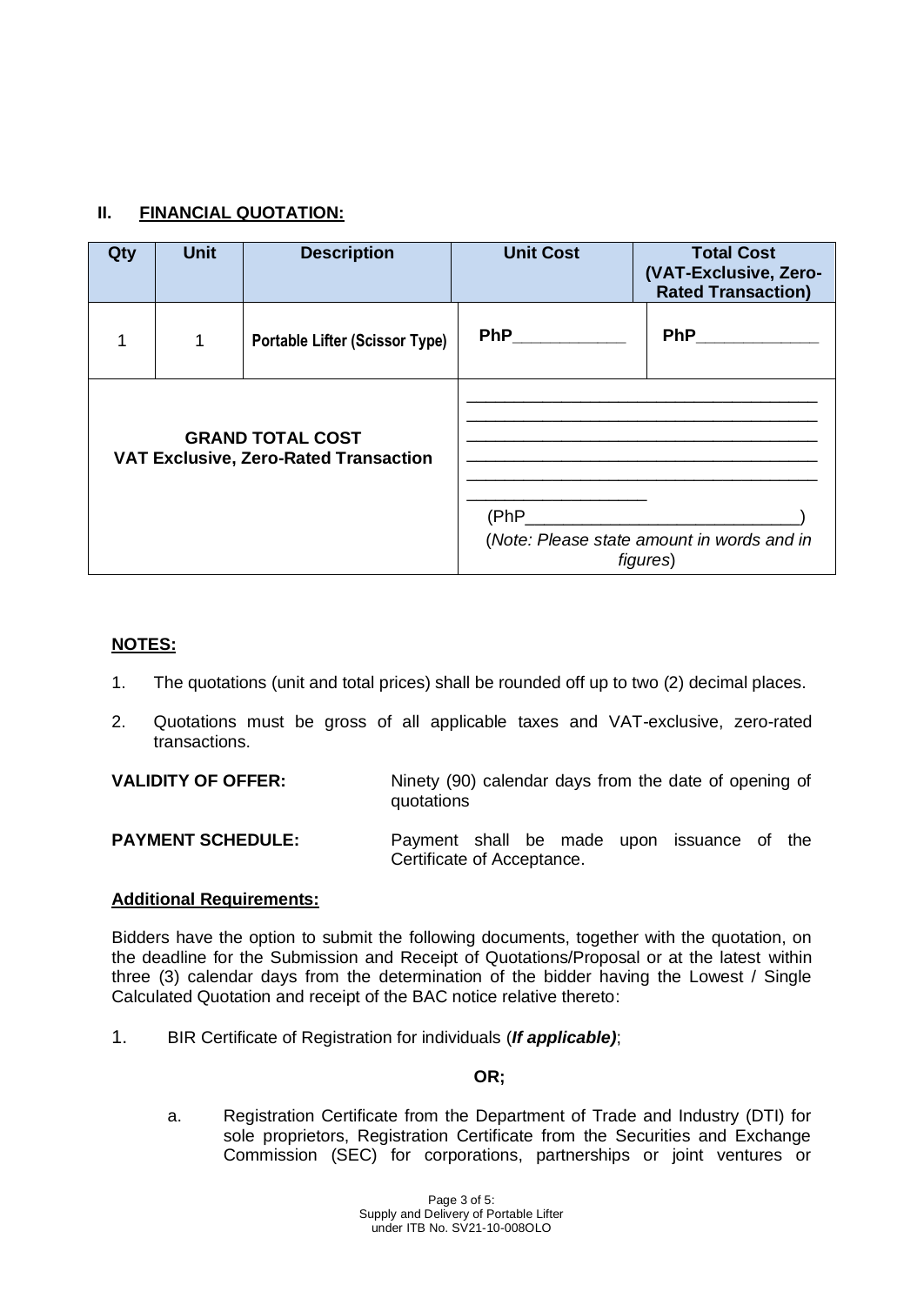## II. FINANCIAL QUOTATION:

| Qty | Unit | Description | Unit Cost | Total Cost (VAT-Exclusive, Zero-Rated Transaction) |
|---|---|---|---|---|
| 1 | 1 | Portable Lifter (Scissor Type) | PhP____________ | PhP_____________ |
| GRAND TOTAL COST VAT Exclusive, Zero-Rated Transaction | | | ______________________________________ ______________________________________ ______________________________________ ______________________________________ ______________________________________ ___________________ (PhP____________________________) (*Note: Please state amount in words and in figures*) | |

**NOTES:**

1. The quotations (unit and total prices) shall be rounded off up to two (2) decimal places.
2. Quotations must be gross of all applicable taxes and VAT-exclusive, zero-rated transactions.

**VALIDITY OF OFFER:** Ninety (90) calendar days from the date of opening of quotations

**PAYMENT SCHEDULE:** Payment shall be made upon issuance of the Certificate of Acceptance.

**Additional Requirements:**

Bidders have the option to submit the following documents, together with the quotation, on the deadline for the Submission and Receipt of Quotations/Proposal or at the latest within three (3) calendar days from the determination of the bidder having the Lowest / Single Calculated Quotation and receipt of the BAC notice relative thereto:

1. BIR Certificate of Registration for individuals (***If applicable)***;

**OR;**

a. Registration Certificate from the Department of Trade and Industry (DTI) for sole proprietors, Registration Certificate from the Securities and Exchange Commission (SEC) for corporations, partnerships or joint ventures or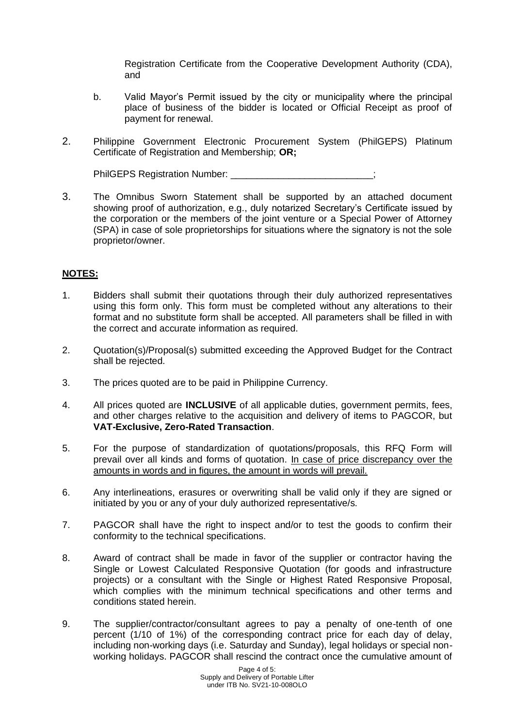Registration Certificate from the Cooperative Development Authority (CDA), and

b. Valid Mayor's Permit issued by the city or municipality where the principal place of business of the bidder is located or Official Receipt as proof of payment for renewal.

2. Philippine Government Electronic Procurement System (PhilGEPS) Platinum Certificate of Registration and Membership; **OR;**

   PhilGEPS Registration Number: ___________________________;

3. The Omnibus Sworn Statement shall be supported by an attached document showing proof of authorization, e.g., duly notarized Secretary's Certificate issued by the corporation or the members of the joint venture or a Special Power of Attorney (SPA) in case of sole proprietorships for situations where the signatory is not the sole proprietor/owner.

**NOTES:**

1. Bidders shall submit their quotations through their duly authorized representatives using this form only. This form must be completed without any alterations to their format and no substitute form shall be accepted. All parameters shall be filled in with the correct and accurate information as required.

2. Quotation(s)/Proposal(s) submitted exceeding the Approved Budget for the Contract shall be rejected.

3. The prices quoted are to be paid in Philippine Currency.

4. All prices quoted are **INCLUSIVE** of all applicable duties, government permits, fees, and other charges relative to the acquisition and delivery of items to PAGCOR, but **VAT-Exclusive, Zero-Rated Transaction**.

5. For the purpose of standardization of quotations/proposals, this RFQ Form will prevail over all kinds and forms of quotation. In case of price discrepancy over the amounts in words and in figures, the amount in words will prevail.

6. Any interlineations, erasures or overwriting shall be valid only if they are signed or initiated by you or any of your duly authorized representative/s.

7. PAGCOR shall have the right to inspect and/or to test the goods to confirm their conformity to the technical specifications.

8. Award of contract shall be made in favor of the supplier or contractor having the Single or Lowest Calculated Responsive Quotation (for goods and infrastructure projects) or a consultant with the Single or Highest Rated Responsive Proposal, which complies with the minimum technical specifications and other terms and conditions stated herein.

9. The supplier/contractor/consultant agrees to pay a penalty of one-tenth of one percent (1/10 of 1%) of the corresponding contract price for each day of delay, including non-working days (i.e. Saturday and Sunday), legal holidays or special non-working holidays. PAGCOR shall rescind the contract once the cumulative amount of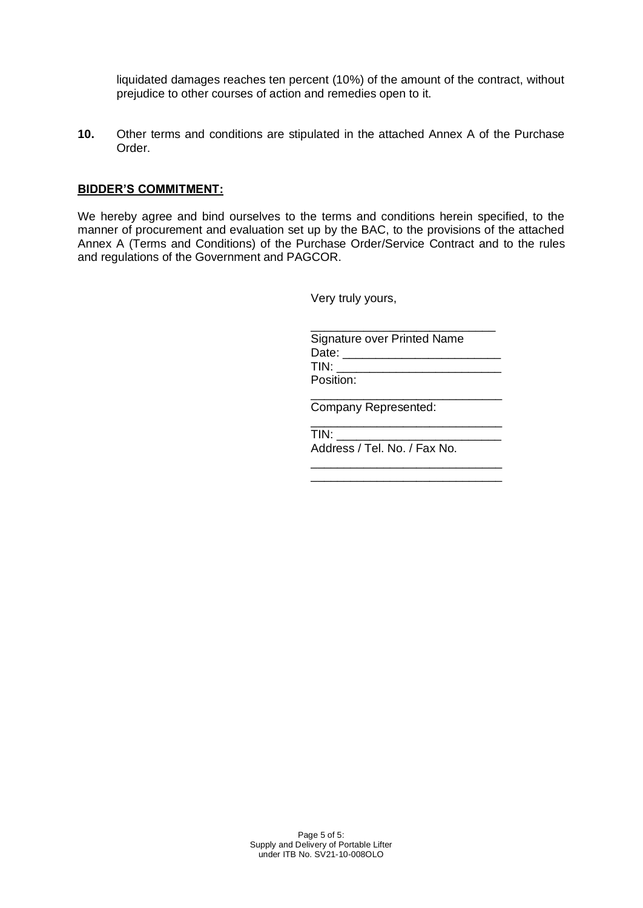liquidated damages reaches ten percent (10%) of the amount of the contract, without prejudice to other courses of action and remedies open to it.

**10.** Other terms and conditions are stipulated in the attached Annex A of the Purchase Order.

**BIDDER'S COMMITMENT:**

We hereby agree and bind ourselves to the terms and conditions herein specified, to the manner of procurement and evaluation set up by the BAC, to the provisions of the attached Annex A (Terms and Conditions) of the Purchase Order/Service Contract and to the rules and regulations of the Government and PAGCOR.

Very truly yours,

\_\_\_\_\_\_\_\_\_\_\_\_\_\_\_\_\_\_\_\_\_\_\_\_\_\_\_\_
Signature over Printed Name
Date: \_\_\_\_\_\_\_\_\_\_\_\_\_\_\_\_\_\_\_\_\_\_\_\_
TIN: \_\_\_\_\_\_\_\_\_\_\_\_\_\_\_\_\_\_\_\_\_\_\_\_\_
Position:
\_\_\_\_\_\_\_\_\_\_\_\_\_\_\_\_\_\_\_\_\_\_\_\_\_\_\_\_\_
Company Represented:
\_\_\_\_\_\_\_\_\_\_\_\_\_\_\_\_\_\_\_\_\_\_\_\_\_\_\_\_\_
TIN: \_\_\_\_\_\_\_\_\_\_\_\_\_\_\_\_\_\_\_\_\_\_\_\_\_
Address / Tel. No. / Fax No.
\_\_\_\_\_\_\_\_\_\_\_\_\_\_\_\_\_\_\_\_\_\_\_\_\_\_\_\_\_
\_\_\_\_\_\_\_\_\_\_\_\_\_\_\_\_\_\_\_\_\_\_\_\_\_\_\_\_\_